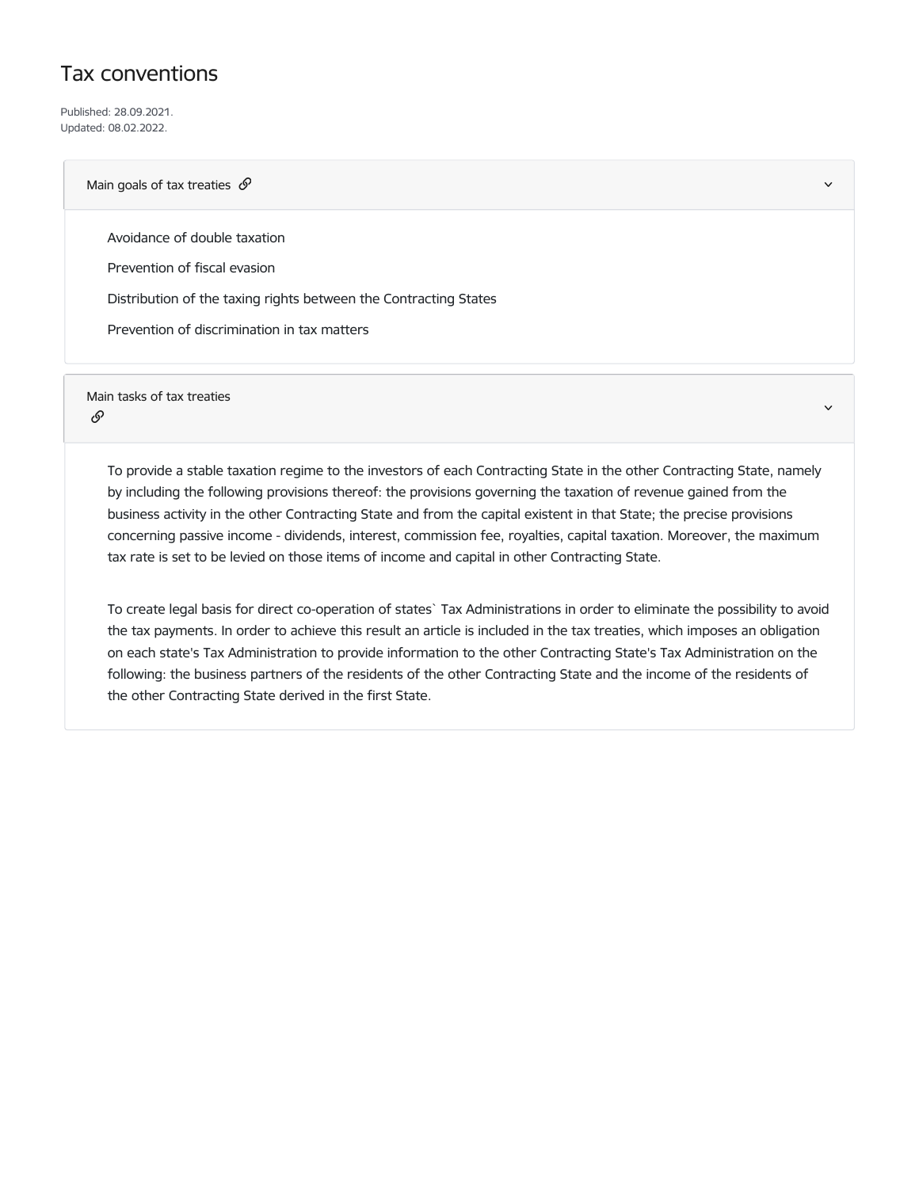# Tax conventions

Published: 28.09.2021.
Updated: 08.02.2022.

## Main goals of tax treaties

- Avoidance of double taxation
- Prevention of fiscal evasion
- Distribution of the taxing rights between the Contracting States
- Prevention of discrimination in tax matters

## Main tasks of tax treaties

To provide a stable taxation regime to the investors of each Contracting State in the other Contracting State, namely by including the following provisions thereof: the provisions governing the taxation of revenue gained from the business activity in the other Contracting State and from the capital existent in that State; the precise provisions concerning passive income - dividends, interest, commission fee, royalties, capital taxation. Moreover, the maximum tax rate is set to be levied on those items of income and capital in other Contracting State.

To create legal basis for direct co-operation of states` Tax Administrations in order to eliminate the possibility to avoid the tax payments. In order to achieve this result an article is included in the tax treaties, which imposes an obligation on each state's Tax Administration to provide information to the other Contracting State's Tax Administration on the following: the business partners of the residents of the other Contracting State and the income of the residents of the other Contracting State derived in the first State.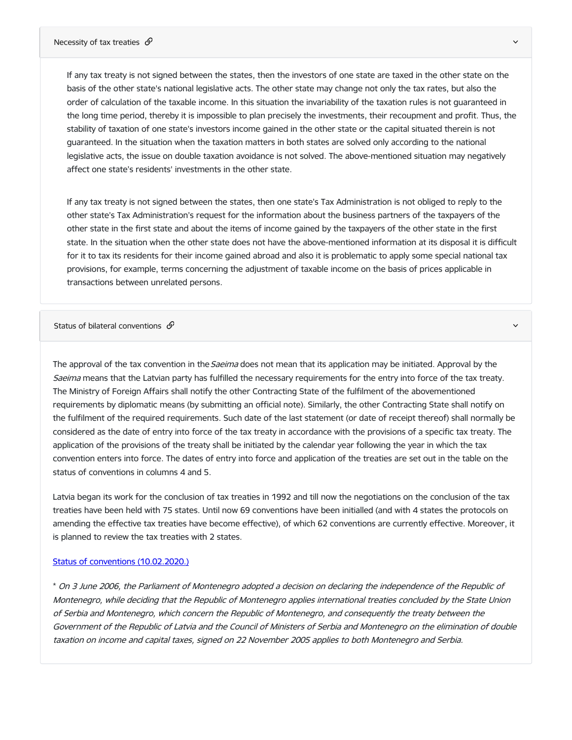## Necessity of tax treaties

If any tax treaty is not signed between the states, then the investors of one state are taxed in the other state on the basis of the other state's national legislative acts. The other state may change not only the tax rates, but also the order of calculation of the taxable income. In this situation the invariability of the taxation rules is not guaranteed in the long time period, thereby it is impossible to plan precisely the investments, their recoupment and profit. Thus, the stability of taxation of one state's investors income gained in the other state or the capital situated therein is not guaranteed. In the situation when the taxation matters in both states are solved only according to the national legislative acts, the issue on double taxation avoidance is not solved. The above-mentioned situation may negatively affect one state's residents' investments in the other state.

If any tax treaty is not signed between the states, then one state's Tax Administration is not obliged to reply to the other state's Tax Administration's request for the information about the business partners of the taxpayers of the other state in the first state and about the items of income gained by the taxpayers of the other state in the first state. In the situation when the other state does not have the above-mentioned information at its disposal it is difficult for it to tax its residents for their income gained abroad and also it is problematic to apply some special national tax provisions, for example, terms concerning the adjustment of taxable income on the basis of prices applicable in transactions between unrelated persons.

## Status of bilateral conventions

The approval of the tax convention in the *Saeima* does not mean that its application may be initiated. Approval by the *Saeima* means that the Latvian party has fulfilled the necessary requirements for the entry into force of the tax treaty. The Ministry of Foreign Affairs shall notify the other Contracting State of the fulfilment of the abovementioned requirements by diplomatic means (by submitting an official note). Similarly, the other Contracting State shall notify on the fulfilment of the required requirements. Such date of the last statement (or date of receipt thereof) shall normally be considered as the date of entry into force of the tax treaty in accordance with the provisions of a specific tax treaty. The application of the provisions of the treaty shall be initiated by the calendar year following the year in which the tax convention enters into force. The dates of entry into force and application of the treaties are set out in the table on the status of conventions in columns 4 and 5.

Latvia began its work for the conclusion of tax treaties in 1992 and till now the negotiations on the conclusion of the tax treaties have been held with 75 states. Until now 69 conventions have been initialled (and with 4 states the protocols on amending the effective tax treaties have become effective), of which 62 conventions are currently effective. Moreover, it is planned to review the tax treaties with 2 states.

Status of conventions (10.02.2020.)

\* *On 3 June 2006, the Parliament of Montenegro adopted a decision on declaring the independence of the Republic of Montenegro, while deciding that the Republic of Montenegro applies international treaties concluded by the State Union of Serbia and Montenegro, which concern the Republic of Montenegro, and consequently the treaty between the Government of the Republic of Latvia and the Council of Ministers of Serbia and Montenegro on the elimination of double taxation on income and capital taxes, signed on 22 November 2005 applies to both Montenegro and Serbia.*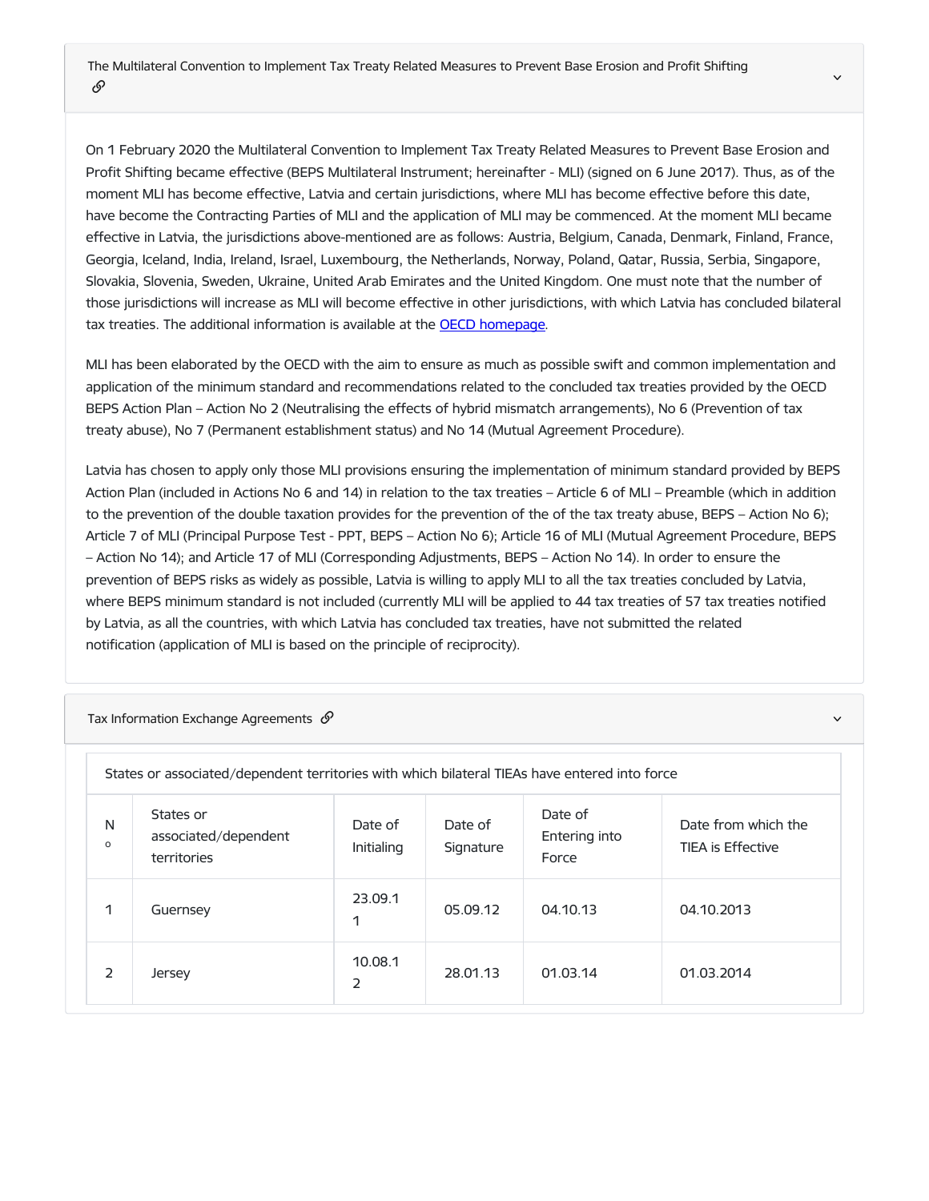## The Multilateral Convention to Implement Tax Treaty Related Measures to Prevent Base Erosion and Profit Shifting

On 1 February 2020 the Multilateral Convention to Implement Tax Treaty Related Measures to Prevent Base Erosion and Profit Shifting became effective (BEPS Multilateral Instrument; hereinafter - MLI) (signed on 6 June 2017). Thus, as of the moment MLI has become effective, Latvia and certain jurisdictions, where MLI has become effective before this date, have become the Contracting Parties of MLI and the application of MLI may be commenced. At the moment MLI became effective in Latvia, the jurisdictions above-mentioned are as follows: Austria, Belgium, Canada, Denmark, Finland, France, Georgia, Iceland, India, Ireland, Israel, Luxembourg, the Netherlands, Norway, Poland, Qatar, Russia, Serbia, Singapore, Slovakia, Slovenia, Sweden, Ukraine, United Arab Emirates and the United Kingdom. One must note that the number of those jurisdictions will increase as MLI will become effective in other jurisdictions, with which Latvia has concluded bilateral tax treaties. The additional information is available at the OECD homepage.

MLI has been elaborated by the OECD with the aim to ensure as much as possible swift and common implementation and application of the minimum standard and recommendations related to the concluded tax treaties provided by the OECD BEPS Action Plan – Action No 2 (Neutralising the effects of hybrid mismatch arrangements), No 6 (Prevention of tax treaty abuse), No 7 (Permanent establishment status) and No 14 (Mutual Agreement Procedure).

Latvia has chosen to apply only those MLI provisions ensuring the implementation of minimum standard provided by BEPS Action Plan (included in Actions No 6 and 14) in relation to the tax treaties – Article 6 of MLI – Preamble (which in addition to the prevention of the double taxation provides for the prevention of the of the tax treaty abuse, BEPS – Action No 6); Article 7 of MLI (Principal Purpose Test - PPT, BEPS – Action No 6); Article 16 of MLI (Mutual Agreement Procedure, BEPS – Action No 14); and Article 17 of MLI (Corresponding Adjustments, BEPS – Action No 14). In order to ensure the prevention of BEPS risks as widely as possible, Latvia is willing to apply MLI to all the tax treaties concluded by Latvia, where BEPS minimum standard is not included (currently MLI will be applied to 44 tax treaties of 57 tax treaties notified by Latvia, as all the countries, with which Latvia has concluded tax treaties, have not submitted the related notification (application of MLI is based on the principle of reciprocity).

## Tax Information Exchange Agreements

States or associated/dependent territories with which bilateral TIEAs have entered into force

| No | States or associated/dependent territories | Date of Initialing | Date of Signature | Date of Entering into Force | Date from which the TIEA is Effective |
|---|---|---|---|---|---|
| 1 | Guernsey | 23.09.11 | 05.09.12 | 04.10.13 | 04.10.2013 |
| 2 | Jersey | 10.08.12 | 28.01.13 | 01.03.14 | 01.03.2014 |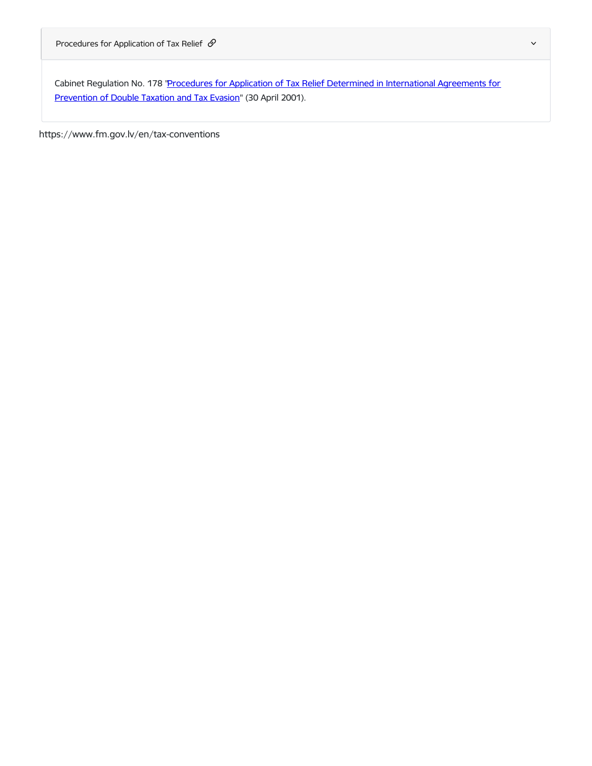## Procedures for Application of Tax Relief

Cabinet Regulation No. 178 "Procedures for Application of Tax Relief Determined in International Agreements for Prevention of Double Taxation and Tax Evasion" (30 April 2001).

https://www.fm.gov.lv/en/tax-conventions